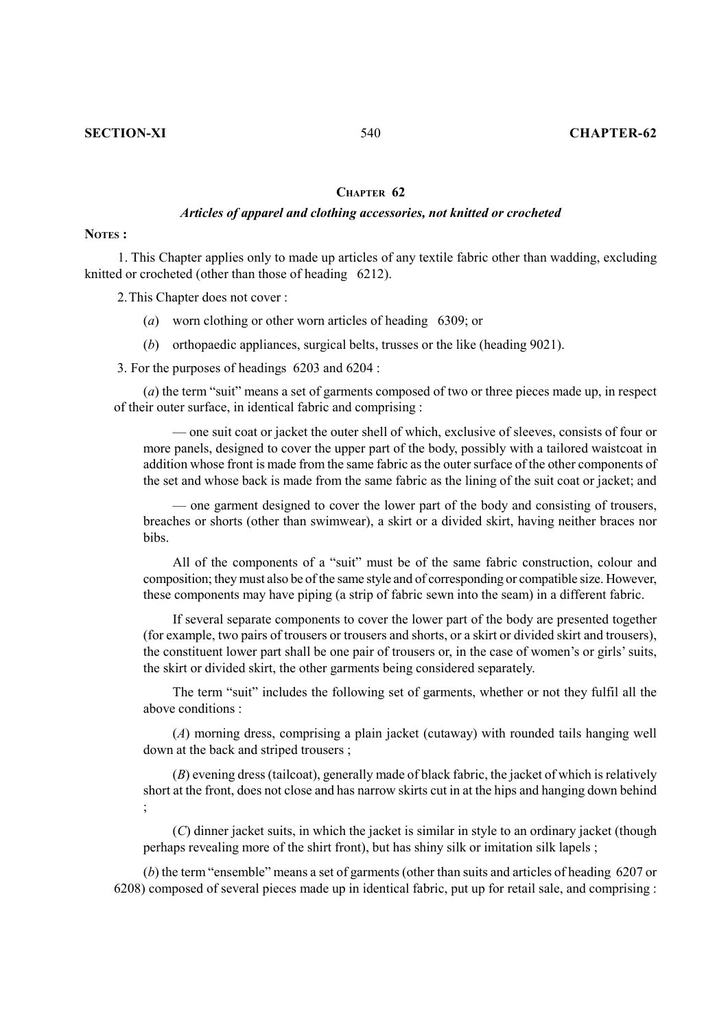# CHAPTER 62

## *Articles of apparel and clothing accessories, not knitted or crocheted*

**NOTES :**

1. This Chapter applies only to made up articles of any textile fabric other than wadding, excluding knitted or crocheted (other than those of heading 6212).

2. This Chapter does not cover :

(*a*) worn clothing or other worn articles of heading 6309; or

(*b*) orthopaedic appliances, surgical belts, trusses or the like (heading 9021).

3. For the purposes of headings 6203 and 6204 :

(*a*) the term "suit" means a set of garments composed of two or three pieces made up, in respect of their outer surface, in identical fabric and comprising :

— one suit coat or jacket the outer shell of which, exclusive of sleeves, consists of four or more panels, designed to cover the upper part of the body, possibly with a tailored waistcoat in addition whose front is made from the same fabric as the outer surface of the other components of the set and whose back is made from the same fabric as the lining of the suit coat or jacket; and

— one garment designed to cover the lower part of the body and consisting of trousers, breaches or shorts (other than swimwear), a skirt or a divided skirt, having neither braces nor bibs.

All of the components of a "suit" must be of the same fabric construction, colour and composition; they must also be of the same style and of corresponding or compatible size. However, these components may have piping (a strip of fabric sewn into the seam) in a different fabric.

If several separate components to cover the lower part of the body are presented together (for example, two pairs of trousers or trousers and shorts, or a skirt or divided skirt and trousers), the constituent lower part shall be one pair of trousers or, in the case of women's or girls' suits, the skirt or divided skirt, the other garments being considered separately.

The term "suit" includes the following set of garments, whether or not they fulfil all the above conditions :

(*A*) morning dress, comprising a plain jacket (cutaway) with rounded tails hanging well down at the back and striped trousers ;

(*B*) evening dress (tailcoat), generally made of black fabric, the jacket of which is relatively short at the front, does not close and has narrow skirts cut in at the hips and hanging down behind ;

(*C*) dinner jacket suits, in which the jacket is similar in style to an ordinary jacket (though perhaps revealing more of the shirt front), but has shiny silk or imitation silk lapels ;

(*b*) the term "ensemble" means a set of garments (other than suits and articles of heading 6207 or 6208) composed of several pieces made up in identical fabric, put up for retail sale, and comprising :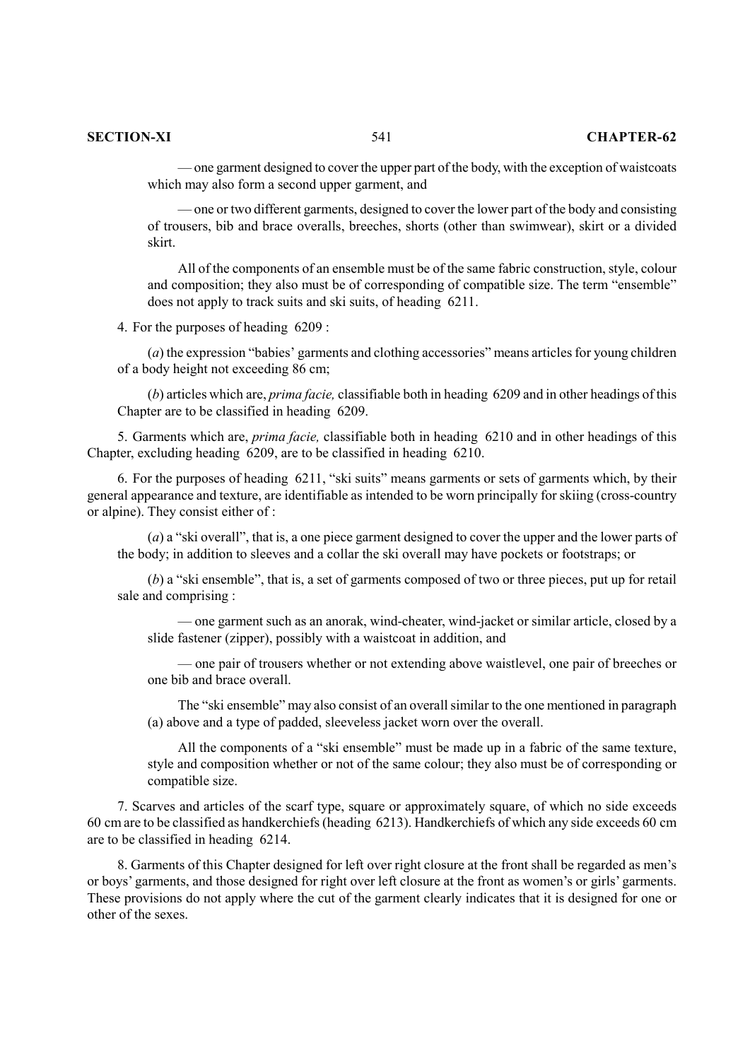— one garment designed to cover the upper part of the body, with the exception of waistcoats which may also form a second upper garment, and

— one or two different garments, designed to cover the lower part of the body and consisting of trousers, bib and brace overalls, breeches, shorts (other than swimwear), skirt or a divided skirt.

All of the components of an ensemble must be of the same fabric construction, style, colour and composition; they also must be of corresponding of compatible size. The term "ensemble" does not apply to track suits and ski suits, of heading 6211.

4. For the purposes of heading 6209 :

(*a*) the expression "babies' garments and clothing accessories" means articles for young children of a body height not exceeding 86 cm;

(*b*) articles which are, *prima facie,* classifiable both in heading 6209 and in other headings of this Chapter are to be classified in heading 6209.

5. Garments which are, *prima facie,* classifiable both in heading 6210 and in other headings of this Chapter, excluding heading 6209, are to be classified in heading 6210.

6. For the purposes of heading 6211, "ski suits" means garments or sets of garments which, by their general appearance and texture, are identifiable as intended to be worn principally for skiing (cross-country or alpine). They consist either of :

(*a*) a "ski overall", that is, a one piece garment designed to cover the upper and the lower parts of the body; in addition to sleeves and a collar the ski overall may have pockets or footstraps; or

(*b*) a "ski ensemble", that is, a set of garments composed of two or three pieces, put up for retail sale and comprising :

— one garment such as an anorak, wind-cheater, wind-jacket or similar article, closed by a slide fastener (zipper), possibly with a waistcoat in addition, and

— one pair of trousers whether or not extending above waistlevel, one pair of breeches or one bib and brace overall.

The "ski ensemble" may also consist of an overall similar to the one mentioned in paragraph (a) above and a type of padded, sleeveless jacket worn over the overall.

All the components of a "ski ensemble" must be made up in a fabric of the same texture, style and composition whether or not of the same colour; they also must be of corresponding or compatible size.

7. Scarves and articles of the scarf type, square or approximately square, of which no side exceeds 60 cm are to be classified as handkerchiefs (heading 6213). Handkerchiefs of which any side exceeds 60 cm are to be classified in heading 6214.

8. Garments of this Chapter designed for left over right closure at the front shall be regarded as men's or boys' garments, and those designed for right over left closure at the front as women's or girls' garments. These provisions do not apply where the cut of the garment clearly indicates that it is designed for one or other of the sexes.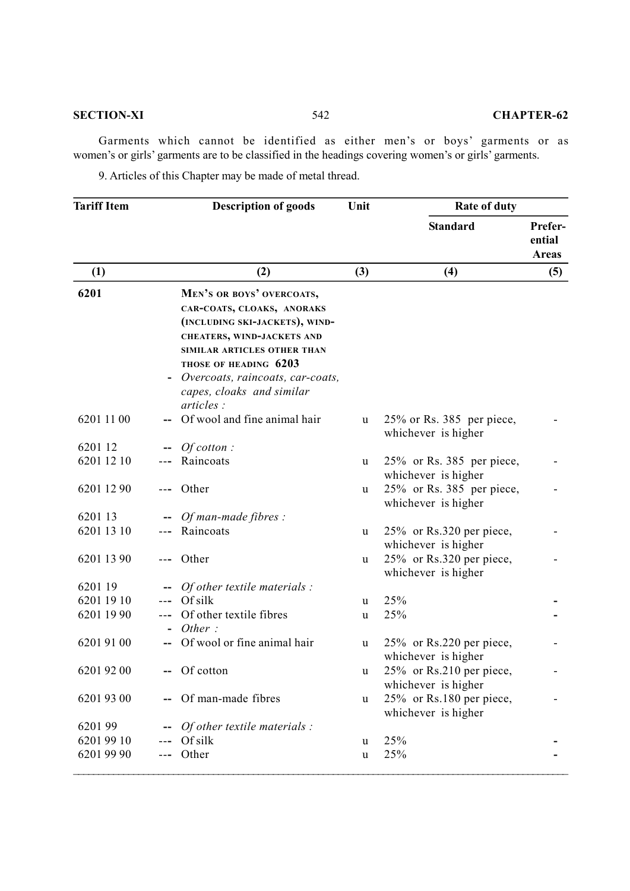Garments which cannot be identified as either men's or boys' garments or as women's or girls' garments are to be classified in the headings covering women's or girls' garments.

9. Articles of this Chapter may be made of metal thread.

| Tariff Item | | Description of goods | Unit | Rate of duty | |
|---|---|---|---|---|---|
| | | | | Standard | Preferential Areas |
| (1) | | (2) | (3) | (4) | (5) |
| **6201** | | **MEN'S OR BOYS' OVERCOATS, CAR-COATS, CLOAKS, ANORAKS (INCLUDING SKI-JACKETS), WIND-CHEATERS, WIND-JACKETS AND SIMILAR ARTICLES OTHER THAN THOSE OF HEADING 6203** | | | |
| | - | *Overcoats, raincoats, car-coats, capes, cloaks and similar articles :* | | | |
| 6201 11 00 | -- | Of wool and fine animal hair | u | 25% or Rs. 385 per piece, whichever is higher | - |
| 6201 12 | -- | *Of cotton :* | | | |
| 6201 12 10 | --- | Raincoats | u | 25% or Rs. 385 per piece, whichever is higher | - |
| 6201 12 90 | --- | Other | u | 25% or Rs. 385 per piece, whichever is higher | - |
| 6201 13 | -- | *Of man-made fibres :* | | | |
| 6201 13 10 | --- | Raincoats | u | 25% or Rs.320 per piece, whichever is higher | - |
| 6201 13 90 | --- | Other | u | 25% or Rs.320 per piece, whichever is higher | - |
| 6201 19 | -- | *Of other textile materials :* | | | |
| 6201 19 10 | --- | Of silk | u | 25% | - |
| 6201 19 90 | --- | Of other textile fibres | u | 25% | - |
| | - | *Other :* | | | |
| 6201 91 00 | -- | Of wool or fine animal hair | u | 25% or Rs.220 per piece, whichever is higher | - |
| 6201 92 00 | -- | Of cotton | u | 25% or Rs.210 per piece, whichever is higher | - |
| 6201 93 00 | -- | Of man-made fibres | u | 25% or Rs.180 per piece, whichever is higher | - |
| 6201 99 | -- | *Of other textile materials :* | | | |
| 6201 99 10 | --- | Of silk | u | 25% | - |
| 6201 99 90 | --- | Other | u | 25% | - |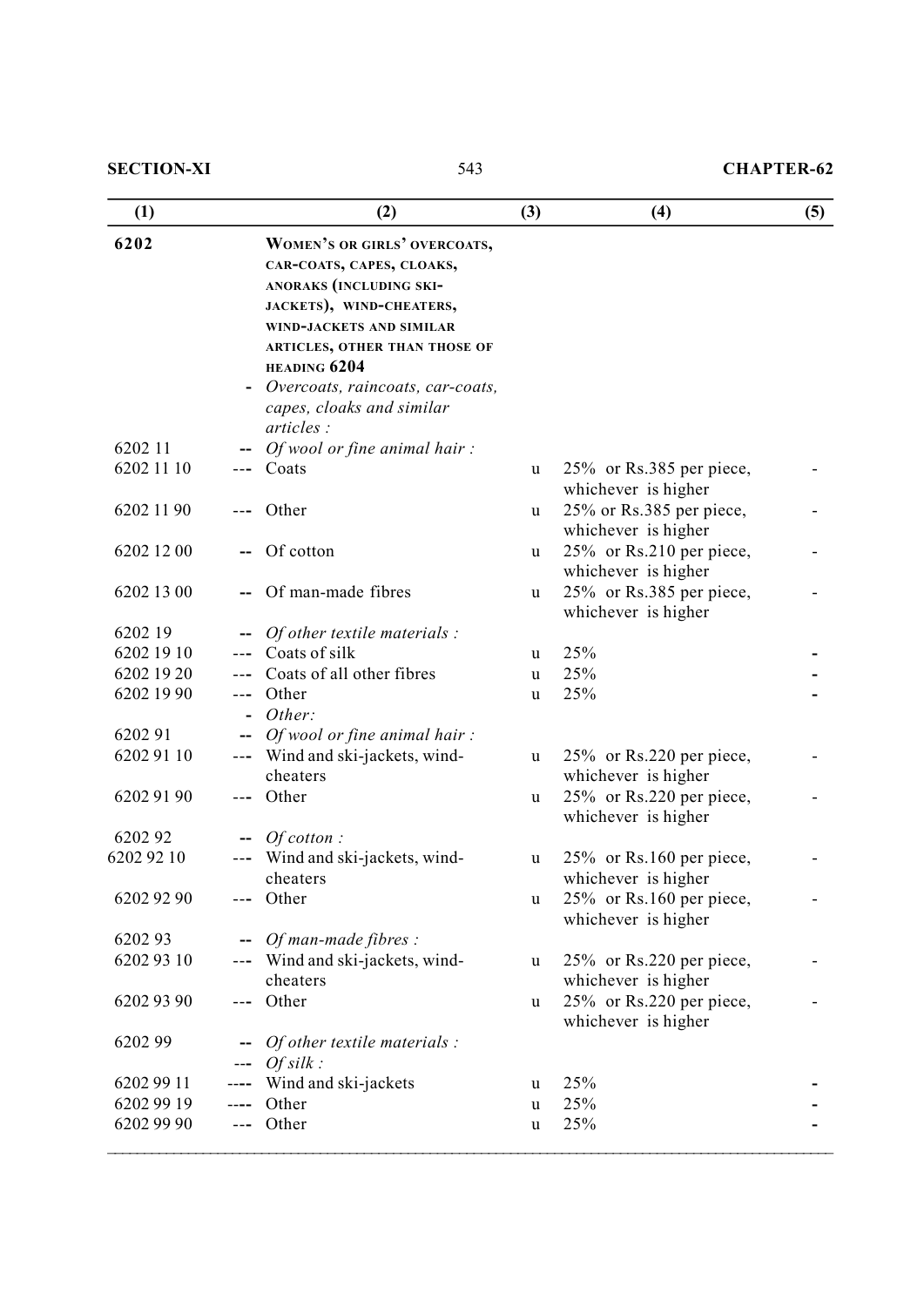| (1) | (2) | (3) | (4) | (5) |
|---|---|---|---|---|
| **6202** | **WOMEN'S OR GIRLS' OVERCOATS, CAR-COATS, CAPES, CLOAKS, ANORAKS (INCLUDING SKI-JACKETS), WIND-CHEATERS, WIND-JACKETS AND SIMILAR ARTICLES, OTHER THAN THOSE OF HEADING 6204** | | | |
| | - *Overcoats, raincoats, car-coats, capes, cloaks and similar articles :* | | | |
| 6202 11 | -- *Of wool or fine animal hair :* | | | |
| 6202 11 10 | --- Coats | u | 25% or Rs.385 per piece, whichever is higher | - |
| 6202 11 90 | --- Other | u | 25% or Rs.385 per piece, whichever is higher | - |
| 6202 12 00 | -- Of cotton | u | 25% or Rs.210 per piece, whichever is higher | - |
| 6202 13 00 | -- Of man-made fibres | u | 25% or Rs.385 per piece, whichever is higher | - |
| 6202 19 | -- *Of other textile materials :* | | | |
| 6202 19 10 | --- Coats of silk | u | 25% | - |
| 6202 19 20 | --- Coats of all other fibres | u | 25% | - |
| 6202 19 90 | --- Other | u | 25% | - |
| | - *Other:* | | | |
| 6202 91 | -- *Of wool or fine animal hair :* | | | |
| 6202 91 10 | --- Wind and ski-jackets, wind-cheaters | u | 25% or Rs.220 per piece, whichever is higher | - |
| 6202 91 90 | --- Other | u | 25% or Rs.220 per piece, whichever is higher | - |
| 6202 92 | -- *Of cotton :* | | | |
| 6202 92 10 | --- Wind and ski-jackets, wind-cheaters | u | 25% or Rs.160 per piece, whichever is higher | - |
| 6202 92 90 | --- Other | u | 25% or Rs.160 per piece, whichever is higher | - |
| 6202 93 | -- *Of man-made fibres :* | | | |
| 6202 93 10 | --- Wind and ski-jackets, wind-cheaters | u | 25% or Rs.220 per piece, whichever is higher | - |
| 6202 93 90 | --- Other | u | 25% or Rs.220 per piece, whichever is higher | - |
| 6202 99 | -- *Of other textile materials :* | | | |
| | --- *Of silk :* | | | |
| 6202 99 11 | ---- Wind and ski-jackets | u | 25% | - |
| 6202 99 19 | ---- Other | u | 25% | - |
| 6202 99 90 | --- Other | u | 25% | - |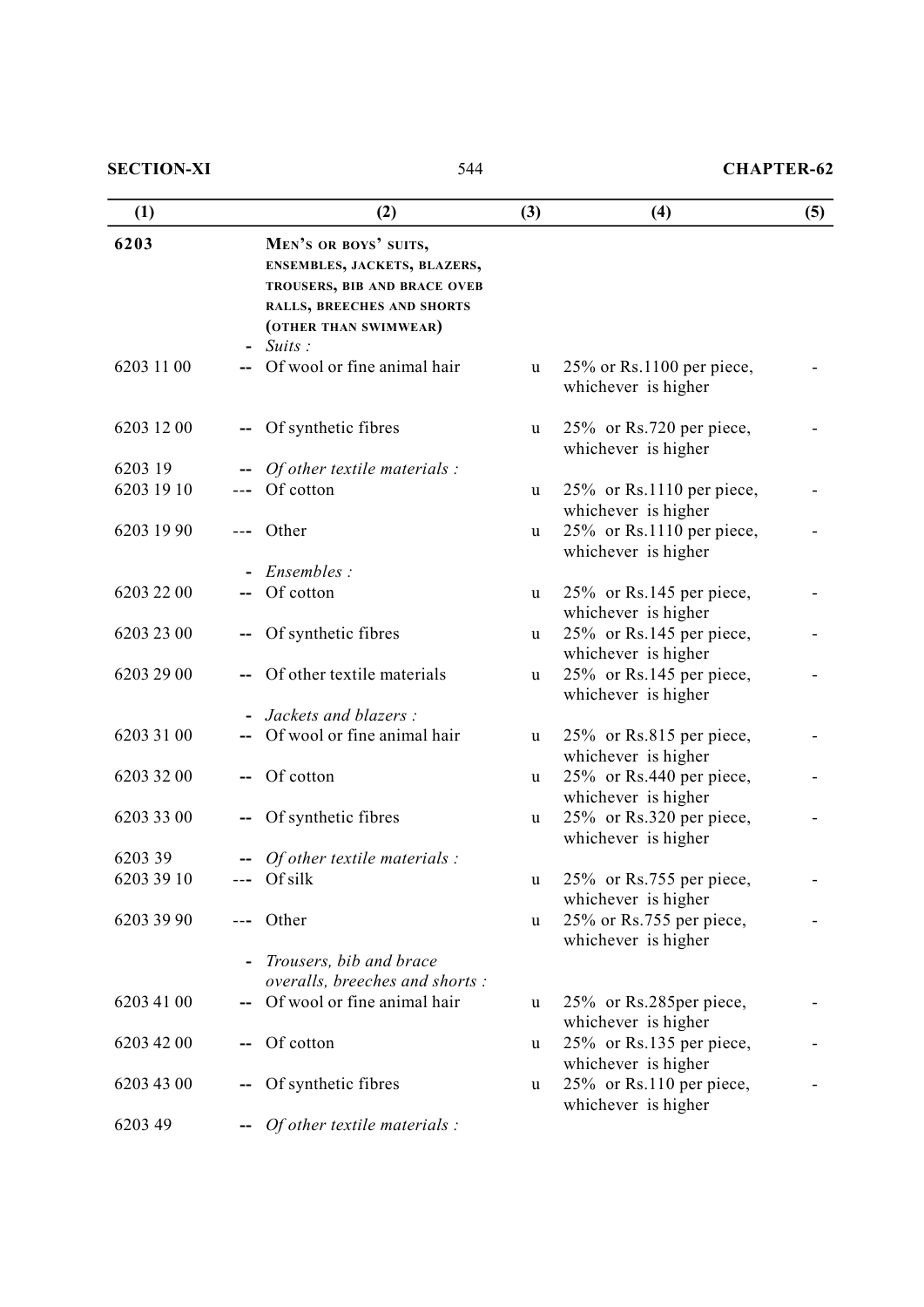| (1) | | (2) | (3) | (4) | (5) |
|---|---|---|---|---|---|
| **6203** | | **MEN'S OR BOYS' SUITS, ENSEMBLES, JACKETS, BLAZERS, TROUSERS, BIB AND BRACE OVEB RALLS, BREECHES AND SHORTS (OTHER THAN SWIMWEAR)** | | | |
| | - | *Suits :* | | | |
| 6203 11 00 | -- | Of wool or fine animal hair | u | 25% or Rs.1100 per piece, whichever is higher | - |
| 6203 12 00 | -- | Of synthetic fibres | u | 25% or Rs.720 per piece, whichever is higher | - |
| 6203 19 | -- | *Of other textile materials :* | | | |
| 6203 19 10 | --- | Of cotton | u | 25% or Rs.1110 per piece, whichever is higher | - |
| 6203 19 90 | --- | Other | u | 25% or Rs.1110 per piece, whichever is higher | - |
| | - | *Ensembles :* | | | |
| 6203 22 00 | -- | Of cotton | u | 25% or Rs.145 per piece, whichever is higher | - |
| 6203 23 00 | -- | Of synthetic fibres | u | 25% or Rs.145 per piece, whichever is higher | - |
| 6203 29 00 | -- | Of other textile materials | u | 25% or Rs.145 per piece, whichever is higher | - |
| | - | *Jackets and blazers :* | | | |
| 6203 31 00 | -- | Of wool or fine animal hair | u | 25% or Rs.815 per piece, whichever is higher | - |
| 6203 32 00 | -- | Of cotton | u | 25% or Rs.440 per piece, whichever is higher | - |
| 6203 33 00 | -- | Of synthetic fibres | u | 25% or Rs.320 per piece, whichever is higher | - |
| 6203 39 | -- | *Of other textile materials :* | | | |
| 6203 39 10 | --- | Of silk | u | 25% or Rs.755 per piece, whichever is higher | - |
| 6203 39 90 | --- | Other | u | 25% or Rs.755 per piece, whichever is higher | - |
| | - | *Trousers, bib and brace overalls, breeches and shorts :* | | | |
| 6203 41 00 | -- | Of wool or fine animal hair | u | 25% or Rs.285per piece, whichever is higher | - |
| 6203 42 00 | -- | Of cotton | u | 25% or Rs.135 per piece, whichever is higher | - |
| 6203 43 00 | -- | Of synthetic fibres | u | 25% or Rs.110 per piece, whichever is higher | - |
| 6203 49 | -- | *Of other textile materials :* | | | |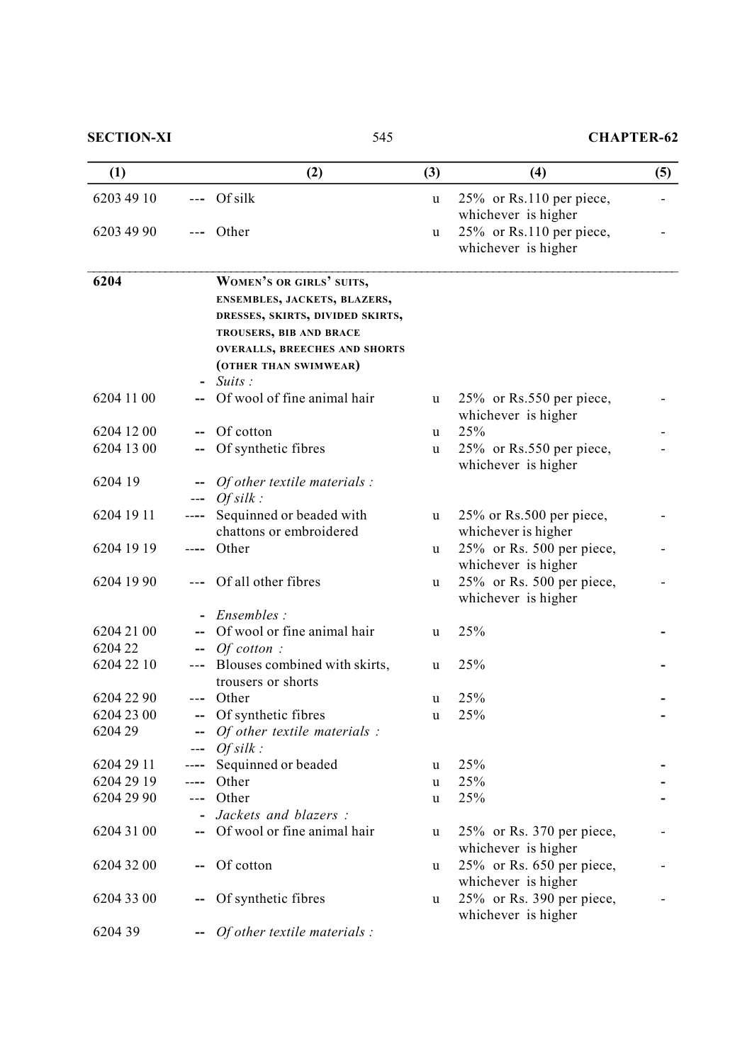| (1) | | (2) | (3) | (4) | (5) |
|---|---|---|---|---|---|
| 6203 49 10 | --- | Of silk | u | 25% or Rs.110 per piece, whichever is higher | - |
| 6203 49 90 | --- | Other | u | 25% or Rs.110 per piece, whichever is higher | - |
| **6204** | | **WOMEN'S OR GIRLS' SUITS, ENSEMBLES, JACKETS, BLAZERS, DRESSES, SKIRTS, DIVIDED SKIRTS, TROUSERS, BIB AND BRACE OVERALLS, BREECHES AND SHORTS (OTHER THAN SWIMWEAR)** | | | |
| | - | *Suits :* | | | |
| 6204 11 00 | -- | Of wool of fine animal hair | u | 25% or Rs.550 per piece, whichever is higher | - |
| 6204 12 00 | -- | Of cotton | u | 25% | - |
| 6204 13 00 | -- | Of synthetic fibres | u | 25% or Rs.550 per piece, whichever is higher | - |
| 6204 19 | -- | *Of other textile materials :* | | | |
| | --- | *Of silk :* | | | |
| 6204 19 11 | ---- | Sequinned or beaded with chattons or embroidered | u | 25% or Rs.500 per piece, whichever is higher | - |
| 6204 19 19 | ---- | Other | u | 25% or Rs. 500 per piece, whichever is higher | - |
| 6204 19 90 | --- | Of all other fibres | u | 25% or Rs. 500 per piece, whichever is higher | - |
| | - | *Ensembles :* | | | |
| 6204 21 00 | -- | Of wool or fine animal hair | u | 25% | - |
| 6204 22 | -- | *Of cotton :* | | | |
| 6204 22 10 | --- | Blouses combined with skirts, trousers or shorts | u | 25% | - |
| 6204 22 90 | --- | Other | u | 25% | - |
| 6204 23 00 | -- | Of synthetic fibres | u | 25% | - |
| 6204 29 | -- | *Of other textile materials :* | | | |
| | --- | *Of silk :* | | | |
| 6204 29 11 | ---- | Sequinned or beaded | u | 25% | - |
| 6204 29 19 | ---- | Other | u | 25% | - |
| 6204 29 90 | --- | Other | u | 25% | - |
| | - | *Jackets and blazers :* | | | |
| 6204 31 00 | -- | Of wool or fine animal hair | u | 25% or Rs. 370 per piece, whichever is higher | - |
| 6204 32 00 | -- | Of cotton | u | 25% or Rs. 650 per piece, whichever is higher | - |
| 6204 33 00 | -- | Of synthetic fibres | u | 25% or Rs. 390 per piece, whichever is higher | - |
| 6204 39 | -- | *Of other textile materials :* | | | |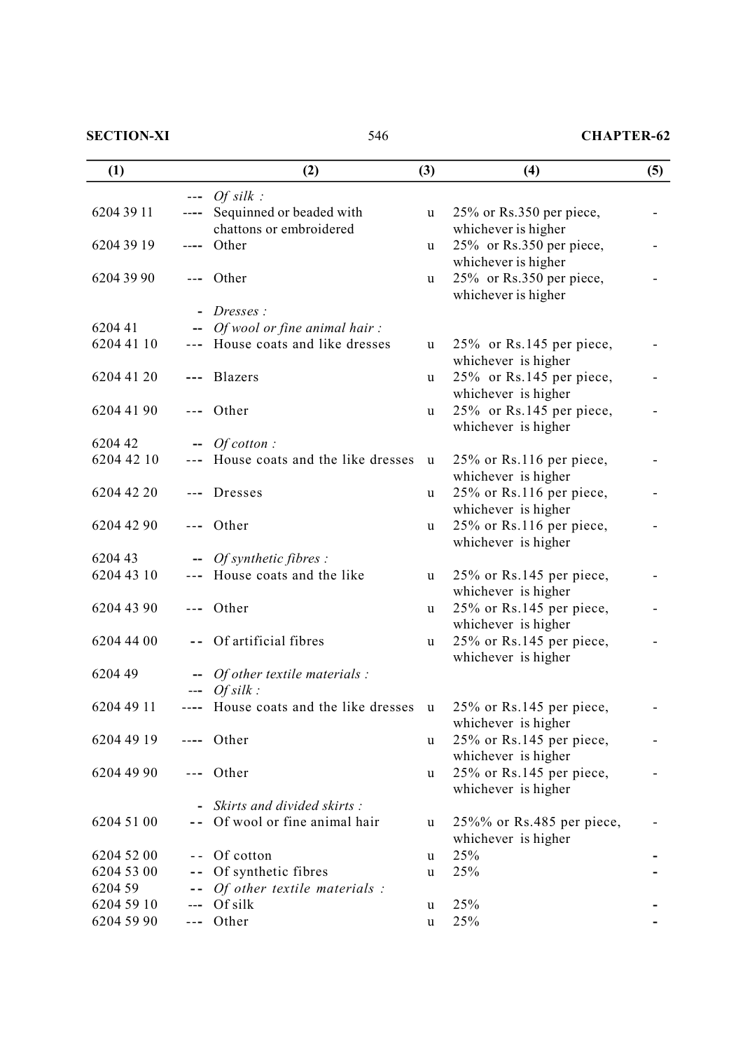| (1) | | (2) | (3) | (4) | (5) |
|---|---|---|---|---|---|
| | --- | *Of silk :* | | | |
| 6204 39 11 | ---- | Sequinned or beaded with chattons or embroidered | u | 25% or Rs.350 per piece, whichever is higher | - |
| 6204 39 19 | ---- | Other | u | 25% or Rs.350 per piece, whichever is higher | - |
| 6204 39 90 | --- | Other | u | 25% or Rs.350 per piece, whichever is higher | - |
| | - | *Dresses :* | | | |
| 6204 41 | -- | *Of wool or fine animal hair :* | | | |
| 6204 41 10 | --- | House coats and like dresses | u | 25% or Rs.145 per piece, whichever is higher | - |
| 6204 41 20 | --- | Blazers | u | 25% or Rs.145 per piece, whichever is higher | - |
| 6204 41 90 | --- | Other | u | 25% or Rs.145 per piece, whichever is higher | - |
| 6204 42 | -- | *Of cotton :* | | | |
| 6204 42 10 | --- | House coats and the like dresses | u | 25% or Rs.116 per piece, whichever is higher | - |
| 6204 42 20 | --- | Dresses | u | 25% or Rs.116 per piece, whichever is higher | - |
| 6204 42 90 | --- | Other | u | 25% or Rs.116 per piece, whichever is higher | - |
| 6204 43 | -- | *Of synthetic fibres :* | | | |
| 6204 43 10 | --- | House coats and the like | u | 25% or Rs.145 per piece, whichever is higher | - |
| 6204 43 90 | --- | Other | u | 25% or Rs.145 per piece, whichever is higher | - |
| 6204 44 00 | -- | Of artificial fibres | u | 25% or Rs.145 per piece, whichever is higher | - |
| 6204 49 | -- | *Of other textile materials :* | | | |
| | --- | *Of silk :* | | | |
| 6204 49 11 | ---- | House coats and the like dresses | u | 25% or Rs.145 per piece, whichever is higher | - |
| 6204 49 19 | ---- | Other | u | 25% or Rs.145 per piece, whichever is higher | - |
| 6204 49 90 | --- | Other | u | 25% or Rs.145 per piece, whichever is higher | - |
| | - | *Skirts and divided skirts :* | | | |
| 6204 51 00 | -- | Of wool or fine animal hair | u | 25%% or Rs.485 per piece, whichever is higher | - |
| 6204 52 00 | -- | Of cotton | u | 25% | - |
| 6204 53 00 | -- | Of synthetic fibres | u | 25% | - |
| 6204 59 | -- | *Of other textile materials :* | | | |
| 6204 59 10 | --- | Of silk | u | 25% | - |
| 6204 59 90 | --- | Other | u | 25% | - |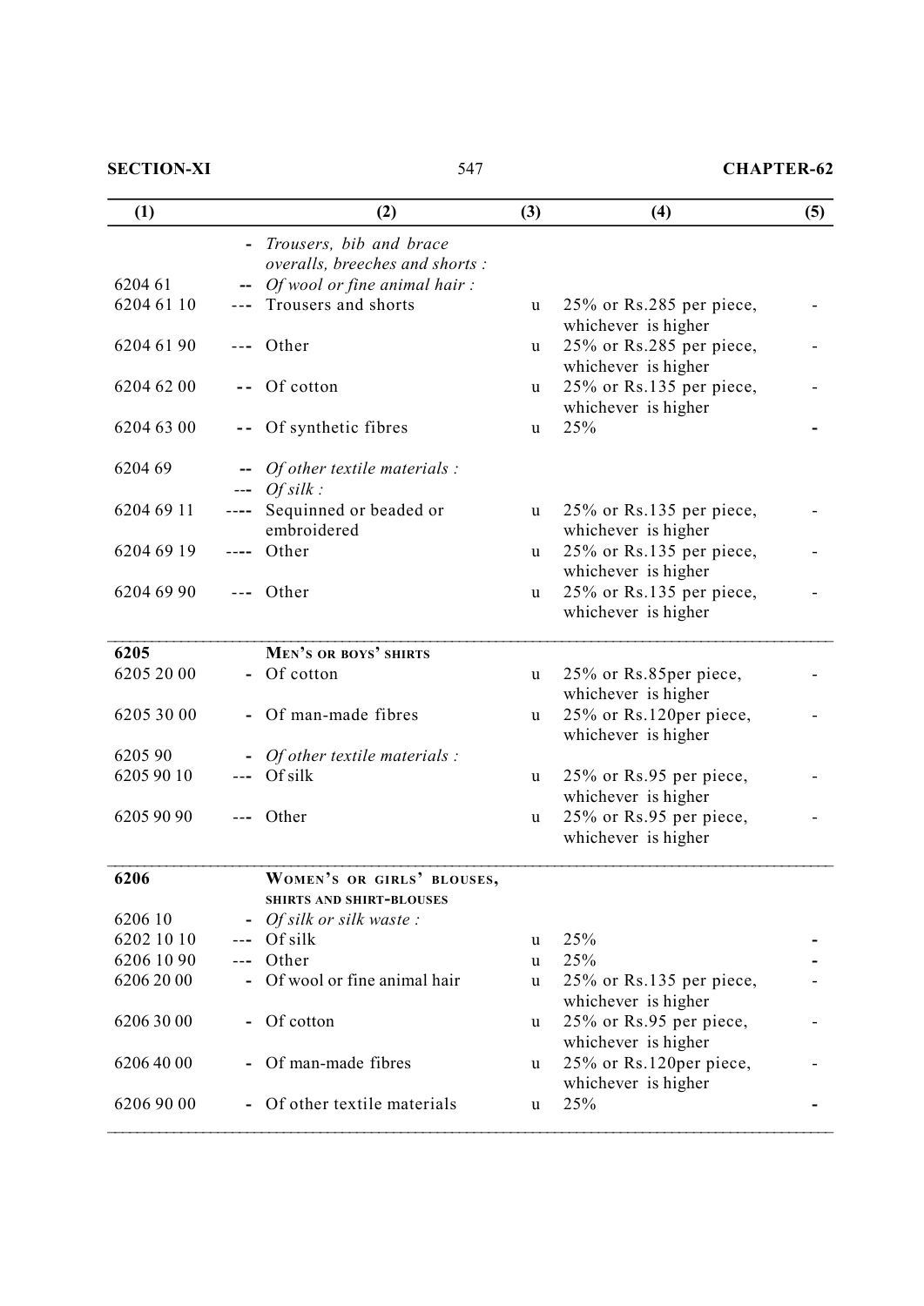| (1) | | (2) | (3) | (4) | (5) |
|---|---|---|---|---|---|
| | - | *Trousers, bib and brace overalls, breeches and shorts :* | | | |
| 6204 61 | -- | *Of wool or fine animal hair :* | | | |
| 6204 61 10 | --- | Trousers and shorts | u | 25% or Rs.285 per piece, whichever is higher | - |
| 6204 61 90 | --- | Other | u | 25% or Rs.285 per piece, whichever is higher | - |
| 6204 62 00 | -- | Of cotton | u | 25% or Rs.135 per piece, whichever is higher | - |
| 6204 63 00 | -- | Of synthetic fibres | u | 25% | - |
| 6204 69 | -- | *Of other textile materials :* | | | |
| | --- | *Of silk :* | | | |
| 6204 69 11 | ---- | Sequinned or beaded or embroidered | u | 25% or Rs.135 per piece, whichever is higher | - |
| 6204 69 19 | ---- | Other | u | 25% or Rs.135 per piece, whichever is higher | - |
| 6204 69 90 | --- | Other | u | 25% or Rs.135 per piece, whichever is higher | - |
| **6205** | | **MEN'S OR BOYS' SHIRTS** | | | |
| 6205 20 00 | - | Of cotton | u | 25% or Rs.85per piece, whichever is higher | - |
| 6205 30 00 | - | Of man-made fibres | u | 25% or Rs.120per piece, whichever is higher | - |
| 6205 90 | - | *Of other textile materials :* | | | |
| 6205 90 10 | --- | Of silk | u | 25% or Rs.95 per piece, whichever is higher | - |
| 6205 90 90 | --- | Other | u | 25% or Rs.95 per piece, whichever is higher | - |
| **6206** | | **WOMEN'S OR GIRLS' BLOUSES, SHIRTS AND SHIRT-BLOUSES** | | | |
| 6206 10 | - | *Of silk or silk waste :* | | | |
| 6202 10 10 | --- | Of silk | u | 25% | - |
| 6206 10 90 | --- | Other | u | 25% | - |
| 6206 20 00 | - | Of wool or fine animal hair | u | 25% or Rs.135 per piece, whichever is higher | - |
| 6206 30 00 | - | Of cotton | u | 25% or Rs.95 per piece, whichever is higher | - |
| 6206 40 00 | - | Of man-made fibres | u | 25% or Rs.120per piece, whichever is higher | - |
| 6206 90 00 | - | Of other textile materials | u | 25% | - |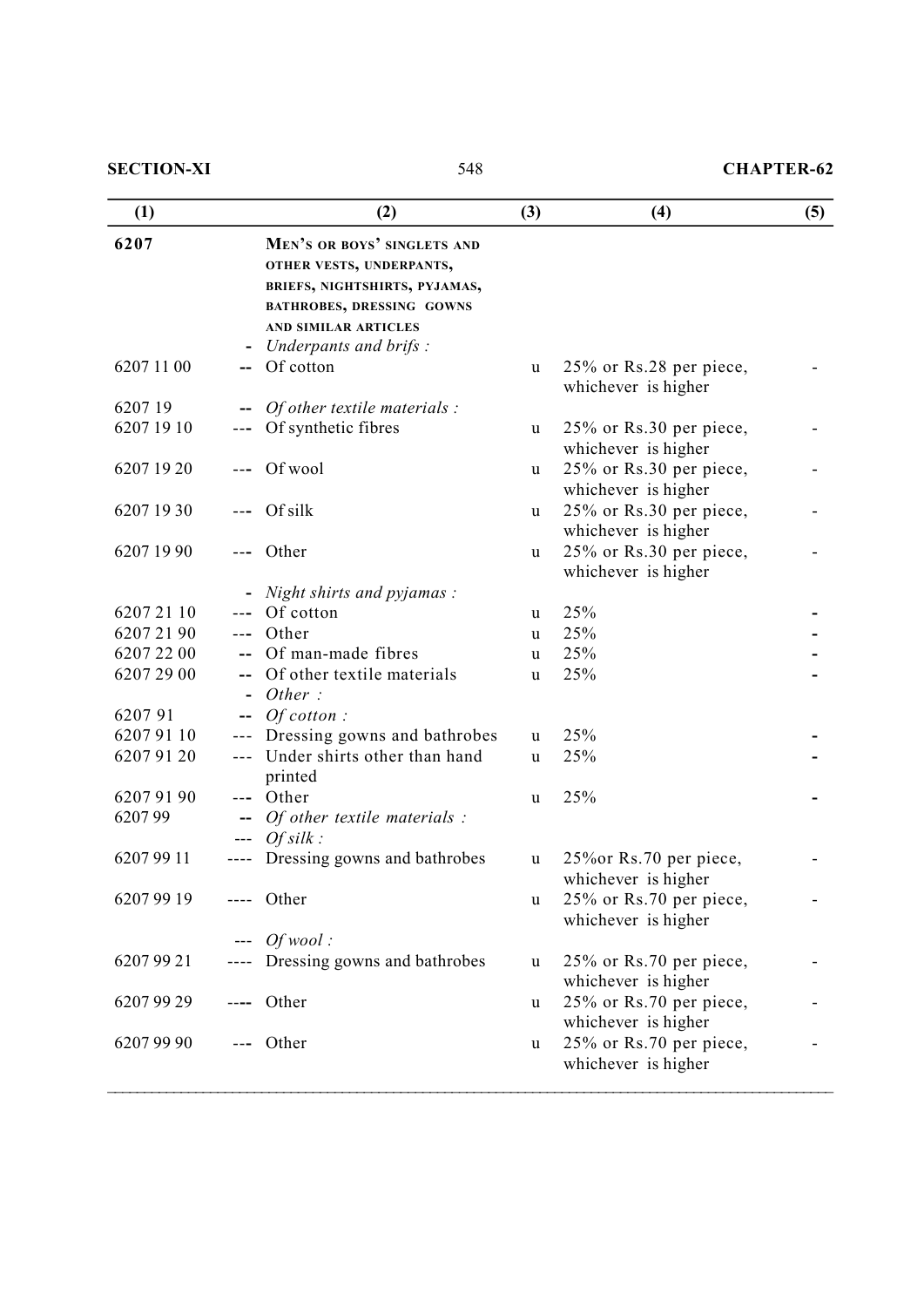| (1) | | (2) | (3) | (4) | (5) |
|---|---|---|---|---|---|
| **6207** | | **MEN'S OR BOYS' SINGLETS AND OTHER VESTS, UNDERPANTS, BRIEFS, NIGHTSHIRTS, PYJAMAS, BATHROBES, DRESSING GOWNS AND SIMILAR ARTICLES** | | | |
| | - | *Underpants and brifs :* | | | |
| 6207 11 00 | -- | Of cotton | u | 25% or Rs.28 per piece, whichever is higher | - |
| 6207 19 | -- | *Of other textile materials :* | | | |
| 6207 19 10 | --- | Of synthetic fibres | u | 25% or Rs.30 per piece, whichever is higher | - |
| 6207 19 20 | --- | Of wool | u | 25% or Rs.30 per piece, whichever is higher | - |
| 6207 19 30 | --- | Of silk | u | 25% or Rs.30 per piece, whichever is higher | - |
| 6207 19 90 | --- | Other | u | 25% or Rs.30 per piece, whichever is higher | - |
| | - | *Night shirts and pyjamas :* | | | |
| 6207 21 10 | --- | Of cotton | u | 25% | - |
| 6207 21 90 | --- | Other | u | 25% | - |
| 6207 22 00 | -- | Of man-made fibres | u | 25% | - |
| 6207 29 00 | -- | Of other textile materials | u | 25% | - |
| | - | *Other :* | | | |
| 6207 91 | -- | *Of cotton :* | | | |
| 6207 91 10 | --- | Dressing gowns and bathrobes | u | 25% | - |
| 6207 91 20 | --- | Under shirts other than hand printed | u | 25% | - |
| 6207 91 90 | --- | Other | u | 25% | - |
| 6207 99 | -- | *Of other textile materials :* | | | |
| | --- | *Of silk :* | | | |
| 6207 99 11 | ---- | Dressing gowns and bathrobes | u | 25%or Rs.70 per piece, whichever is higher | - |
| 6207 99 19 | ---- | Other | u | 25% or Rs.70 per piece, whichever is higher | - |
| | --- | *Of wool :* | | | |
| 6207 99 21 | ---- | Dressing gowns and bathrobes | u | 25% or Rs.70 per piece, whichever is higher | - |
| 6207 99 29 | ---- | Other | u | 25% or Rs.70 per piece, whichever is higher | - |
| 6207 99 90 | --- | Other | u | 25% or Rs.70 per piece, whichever is higher | - |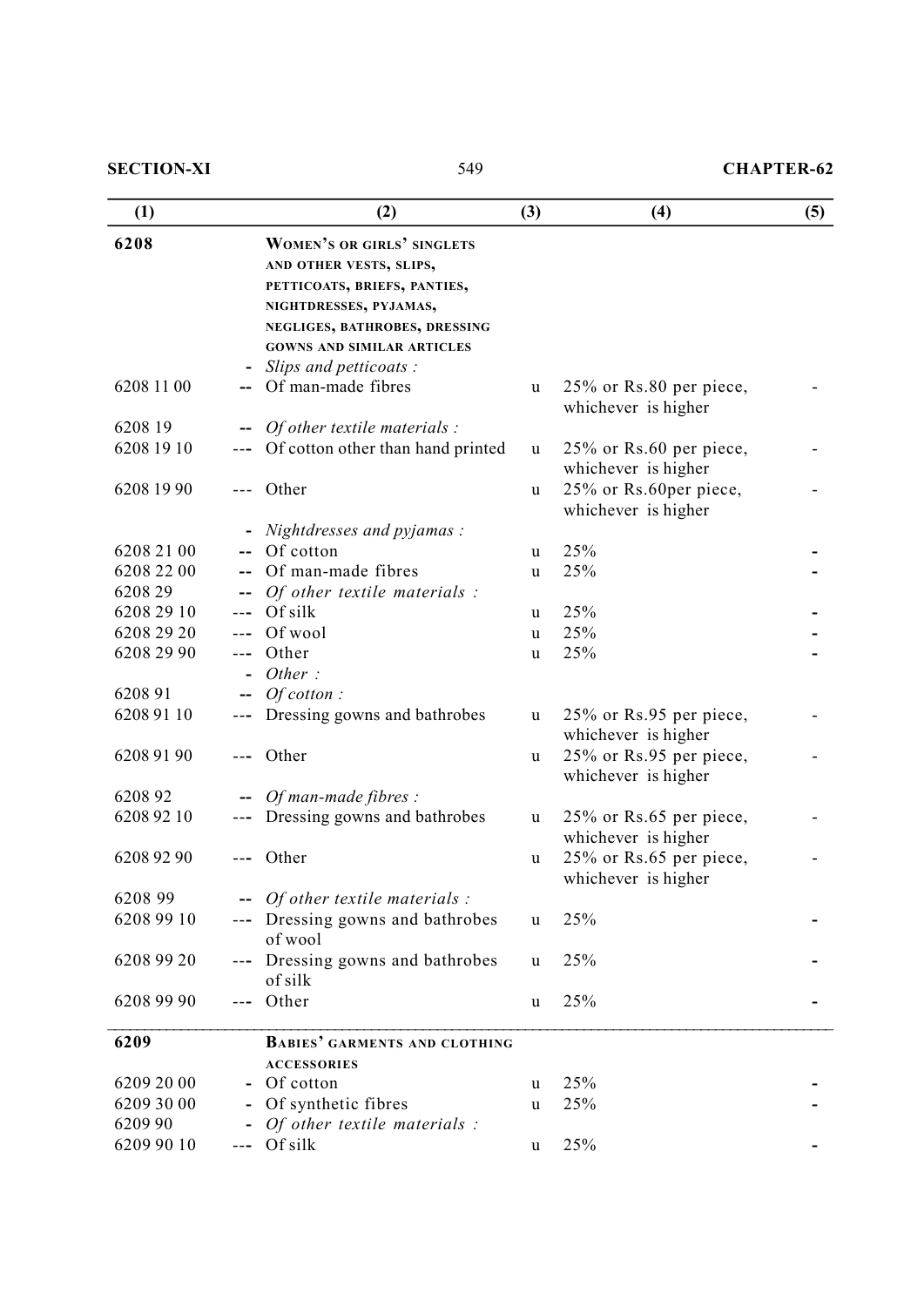| (1) | (2) | (3) | (4) | (5) |
|---|---|---|---|---|
| **6208** | **WOMEN'S OR GIRLS' SINGLETS AND OTHER VESTS, SLIPS, PETTICOATS, BRIEFS, PANTIES, NIGHTDRESSES, PYJAMAS, NEGLIGES, BATHROBES, DRESSING GOWNS AND SIMILAR ARTICLES** | | | |
| | - *Slips and petticoats :* | | | |
| 6208 11 00 | -- Of man-made fibres | u | 25% or Rs.80 per piece, whichever is higher | - |
| 6208 19 | -- *Of other textile materials :* | | | |
| 6208 19 10 | --- Of cotton other than hand printed | u | 25% or Rs.60 per piece, whichever is higher | - |
| 6208 19 90 | --- Other | u | 25% or Rs.60per piece, whichever is higher | - |
| | - *Nightdresses and pyjamas :* | | | |
| 6208 21 00 | -- Of cotton | u | 25% | - |
| 6208 22 00 | -- Of man-made fibres | u | 25% | - |
| 6208 29 | -- *Of other textile materials :* | | | |
| 6208 29 10 | --- Of silk | u | 25% | - |
| 6208 29 20 | --- Of wool | u | 25% | - |
| 6208 29 90 | --- Other | u | 25% | - |
| | - *Other :* | | | |
| 6208 91 | -- *Of cotton :* | | | |
| 6208 91 10 | --- Dressing gowns and bathrobes | u | 25% or Rs.95 per piece, whichever is higher | - |
| 6208 91 90 | --- Other | u | 25% or Rs.95 per piece, whichever is higher | - |
| 6208 92 | -- *Of man-made fibres :* | | | |
| 6208 92 10 | --- Dressing gowns and bathrobes | u | 25% or Rs.65 per piece, whichever is higher | - |
| 6208 92 90 | --- Other | u | 25% or Rs.65 per piece, whichever is higher | - |
| 6208 99 | -- *Of other textile materials :* | | | |
| 6208 99 10 | --- Dressing gowns and bathrobes of wool | u | 25% | - |
| 6208 99 20 | --- Dressing gowns and bathrobes of silk | u | 25% | - |
| 6208 99 90 | --- Other | u | 25% | - |
| **6209** | **BABIES' GARMENTS AND CLOTHING ACCESSORIES** | | | |
| 6209 20 00 | - Of cotton | u | 25% | - |
| 6209 30 00 | - Of synthetic fibres | u | 25% | - |
| 6209 90 | - *Of other textile materials :* | | | |
| 6209 90 10 | --- Of silk | u | 25% | - |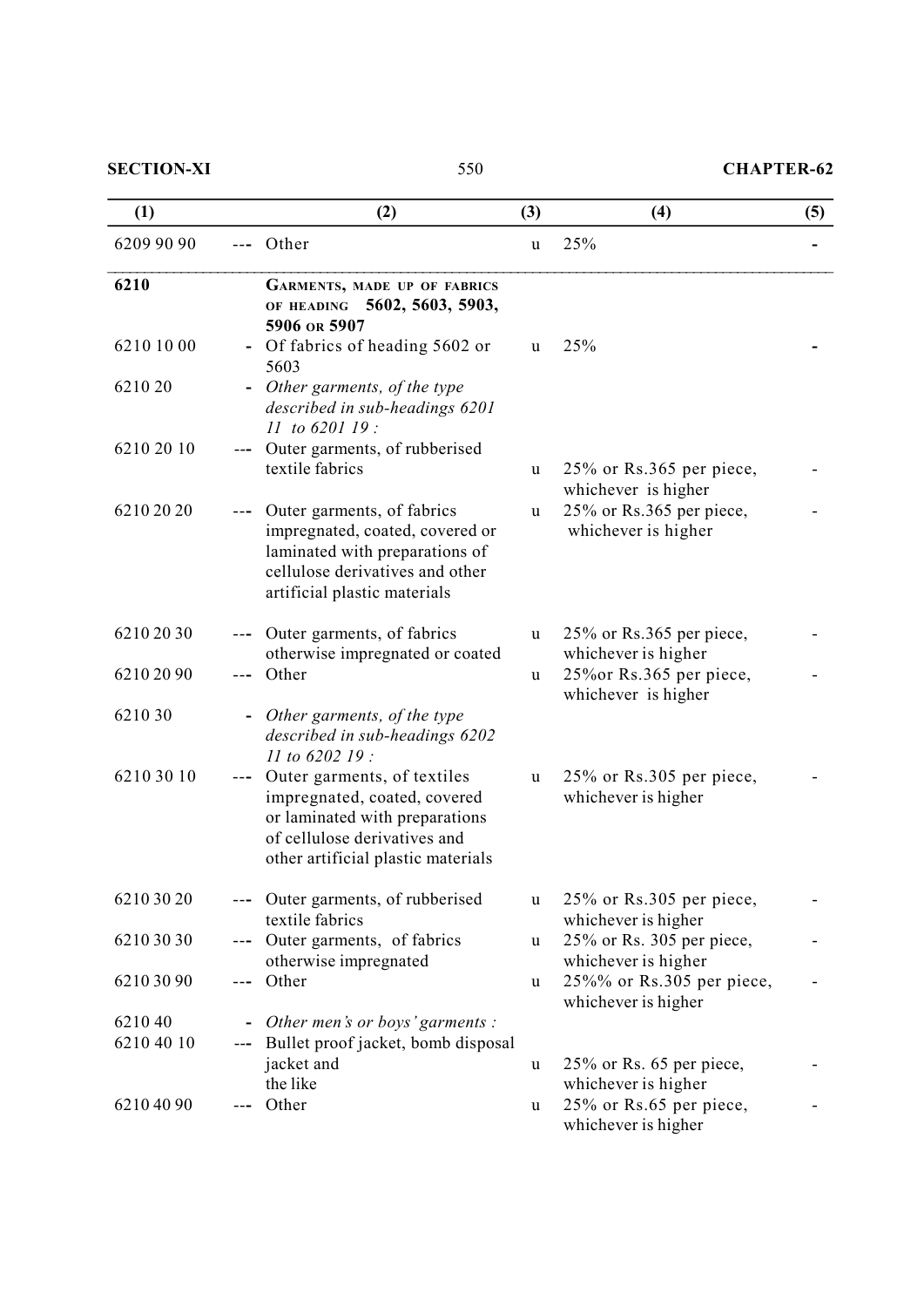| (1) | (2) | (3) | (4) | (5) |
|---|---|---|---|---|
| 6209 90 90 | --- Other | u | 25% | - |
| **6210** | **GARMENTS, MADE UP OF FABRICS OF HEADING 5602, 5603, 5903, 5906 OR 5907** | | | |
| 6210 10 00 | - Of fabrics of heading 5602 or 5603 | u | 25% | - |
| 6210 20 | - *Other garments, of the type described in sub-headings 6201 11 to 6201 19 :* | | | |
| 6210 20 10 | --- Outer garments, of rubberised textile fabrics | u | 25% or Rs.365 per piece, whichever is higher | - |
| 6210 20 20 | --- Outer garments, of fabrics impregnated, coated, covered or laminated with preparations of cellulose derivatives and other artificial plastic materials | u | 25% or Rs.365 per piece, whichever is higher | - |
| 6210 20 30 | --- Outer garments, of fabrics otherwise impregnated or coated | u | 25% or Rs.365 per piece, whichever is higher | - |
| 6210 20 90 | --- Other | u | 25%or Rs.365 per piece, whichever is higher | - |
| 6210 30 | - *Other garments, of the type described in sub-headings 6202 11 to 6202 19 :* | | | |
| 6210 30 10 | --- Outer garments, of textiles impregnated, coated, covered or laminated with preparations of cellulose derivatives and other artificial plastic materials | u | 25% or Rs.305 per piece, whichever is higher | - |
| 6210 30 20 | --- Outer garments, of rubberised textile fabrics | u | 25% or Rs.305 per piece, whichever is higher | - |
| 6210 30 30 | --- Outer garments, of fabrics otherwise impregnated | u | 25% or Rs. 305 per piece, whichever is higher | - |
| 6210 30 90 | --- Other | u | 25%% or Rs.305 per piece, whichever is higher | - |
| 6210 40 | - *Other men's or boys' garments :* | | | |
| 6210 40 10 | --- Bullet proof jacket, bomb disposal jacket and the like | u | 25% or Rs. 65 per piece, whichever is higher | - |
| 6210 40 90 | --- Other | u | 25% or Rs.65 per piece, whichever is higher | - |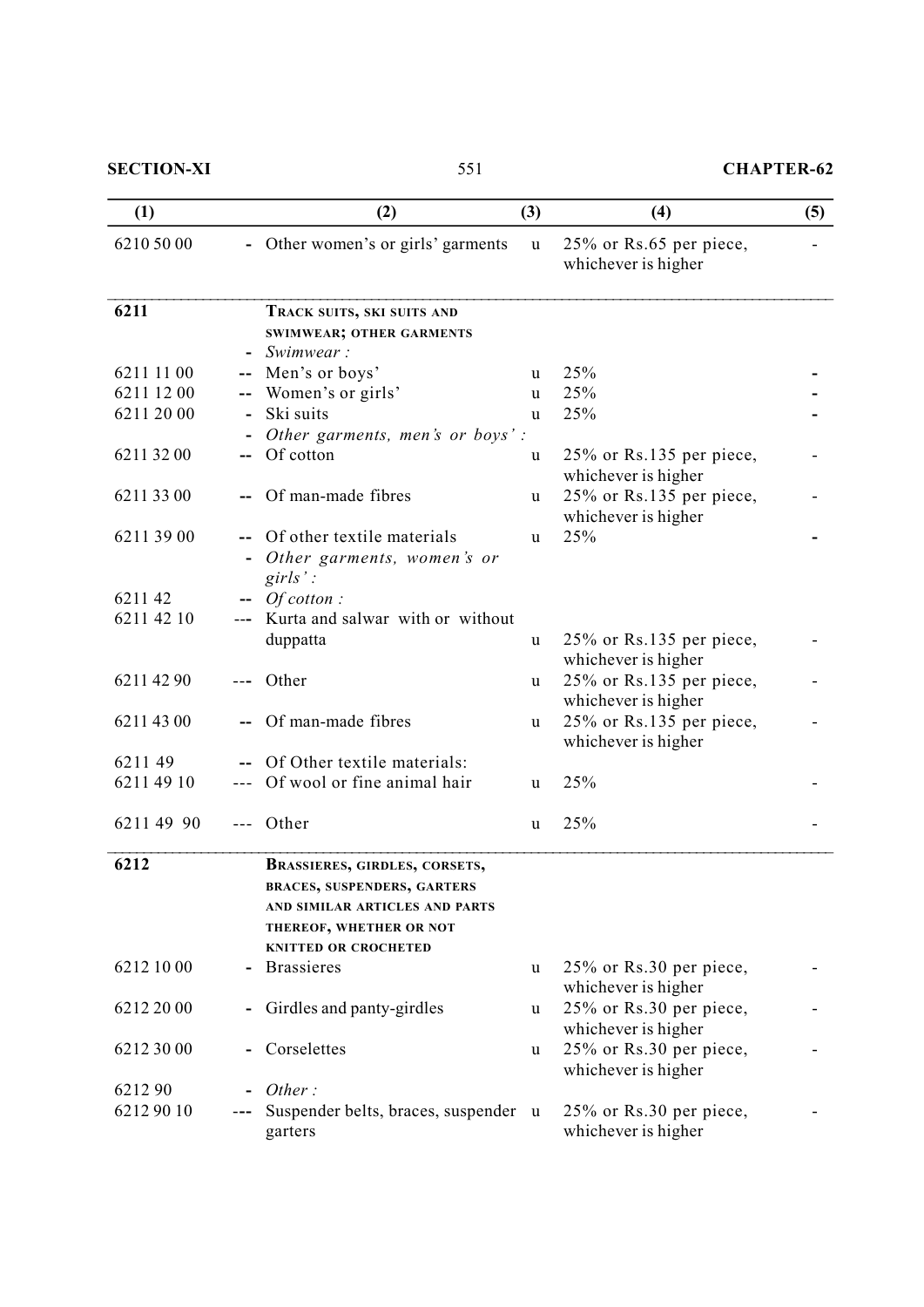| (1) | (2) | (3) | (4) | (5) |
|---|---|---|---|---|
| 6210 50 00 | - Other women's or girls' garments | u | 25% or Rs.65 per piece, whichever is higher | - |
| **6211** | **TRACK SUITS, SKI SUITS AND SWIMWEAR; OTHER GARMENTS** | | | |
| | - *Swimwear :* | | | |
| 6211 11 00 | -- Men's or boys' | u | 25% | - |
| 6211 12 00 | -- Women's or girls' | u | 25% | - |
| 6211 20 00 | - Ski suits | u | 25% | - |
| | - *Other garments, men's or boys' :* | | | |
| 6211 32 00 | -- Of cotton | u | 25% or Rs.135 per piece, whichever is higher | - |
| 6211 33 00 | -- Of man-made fibres | u | 25% or Rs.135 per piece, whichever is higher | - |
| 6211 39 00 | -- Of other textile materials | u | 25% | - |
| | - *Other garments, women's or girls' :* | | | |
| 6211 42 | -- *Of cotton :* | | | |
| 6211 42 10 | --- Kurta and salwar with or without duppatta | u | 25% or Rs.135 per piece, whichever is higher | - |
| 6211 42 90 | --- Other | u | 25% or Rs.135 per piece, whichever is higher | - |
| 6211 43 00 | -- Of man-made fibres | u | 25% or Rs.135 per piece, whichever is higher | - |
| 6211 49 | -- Of Other textile materials: | | | |
| 6211 49 10 | --- Of wool or fine animal hair | u | 25% | - |
| 6211 49 90 | --- Other | u | 25% | - |
| **6212** | **BRASSIERES, GIRDLES, CORSETS, BRACES, SUSPENDERS, GARTERS AND SIMILAR ARTICLES AND PARTS THEREOF, WHETHER OR NOT KNITTED OR CROCHETED** | | | |
| 6212 10 00 | - Brassieres | u | 25% or Rs.30 per piece, whichever is higher | - |
| 6212 20 00 | - Girdles and panty-girdles | u | 25% or Rs.30 per piece, whichever is higher | - |
| 6212 30 00 | - Corselettes | u | 25% or Rs.30 per piece, whichever is higher | - |
| 6212 90 | - *Other :* | | | |
| 6212 90 10 | --- Suspender belts, braces, suspender garters | u | 25% or Rs.30 per piece, whichever is higher | - |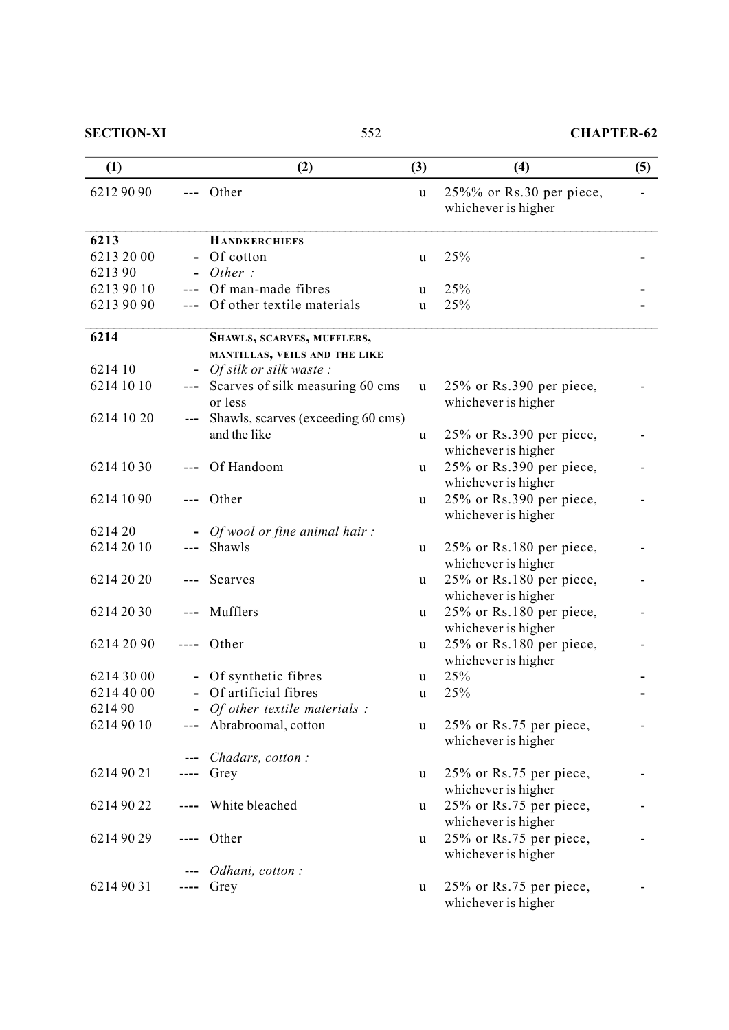| (1) | | (2) | (3) | (4) | (5) |
|---|---|---|---|---|---|
| 6212 90 90 | --- | Other | u | 25%% or Rs.30 per piece, whichever is higher | - |
| **6213** | | **HANDKERCHIEFS** | | | |
| 6213 20 00 | - | Of cotton | u | 25% | - |
| 6213 90 | - | *Other :* | | | |
| 6213 90 10 | --- | Of man-made fibres | u | 25% | - |
| 6213 90 90 | --- | Of other textile materials | u | 25% | - |
| **6214** | | **SHAWLS, SCARVES, MUFFLERS, MANTILLAS, VEILS AND THE LIKE** | | | |
| 6214 10 | - | *Of silk or silk waste :* | | | |
| 6214 10 10 | --- | Scarves of silk measuring 60 cms or less | u | 25% or Rs.390 per piece, whichever is higher | - |
| 6214 10 20 | --- | Shawls, scarves (exceeding 60 cms) and the like | u | 25% or Rs.390 per piece, whichever is higher | - |
| 6214 10 30 | --- | Of Handoom | u | 25% or Rs.390 per piece, whichever is higher | - |
| 6214 10 90 | --- | Other | u | 25% or Rs.390 per piece, whichever is higher | - |
| 6214 20 | - | *Of wool or fine animal hair :* | | | |
| 6214 20 10 | --- | Shawls | u | 25% or Rs.180 per piece, whichever is higher | - |
| 6214 20 20 | --- | Scarves | u | 25% or Rs.180 per piece, whichever is higher | - |
| 6214 20 30 | --- | Mufflers | u | 25% or Rs.180 per piece, whichever is higher | - |
| 6214 20 90 | ---- | Other | u | 25% or Rs.180 per piece, whichever is higher | - |
| 6214 30 00 | - | Of synthetic fibres | u | 25% | - |
| 6214 40 00 | - | Of artificial fibres | u | 25% | - |
| 6214 90 | - | *Of other textile materials :* | | | |
| 6214 90 10 | --- | Abrabroomal, cotton | u | 25% or Rs.75 per piece, whichever is higher | - |
| | --- | *Chadars, cotton :* | | | |
| 6214 90 21 | ---- | Grey | u | 25% or Rs.75 per piece, whichever is higher | - |
| 6214 90 22 | ---- | White bleached | u | 25% or Rs.75 per piece, whichever is higher | - |
| 6214 90 29 | ---- | Other | u | 25% or Rs.75 per piece, whichever is higher | - |
| | --- | *Odhani, cotton :* | | | |
| 6214 90 31 | ---- | Grey | u | 25% or Rs.75 per piece, whichever is higher | - |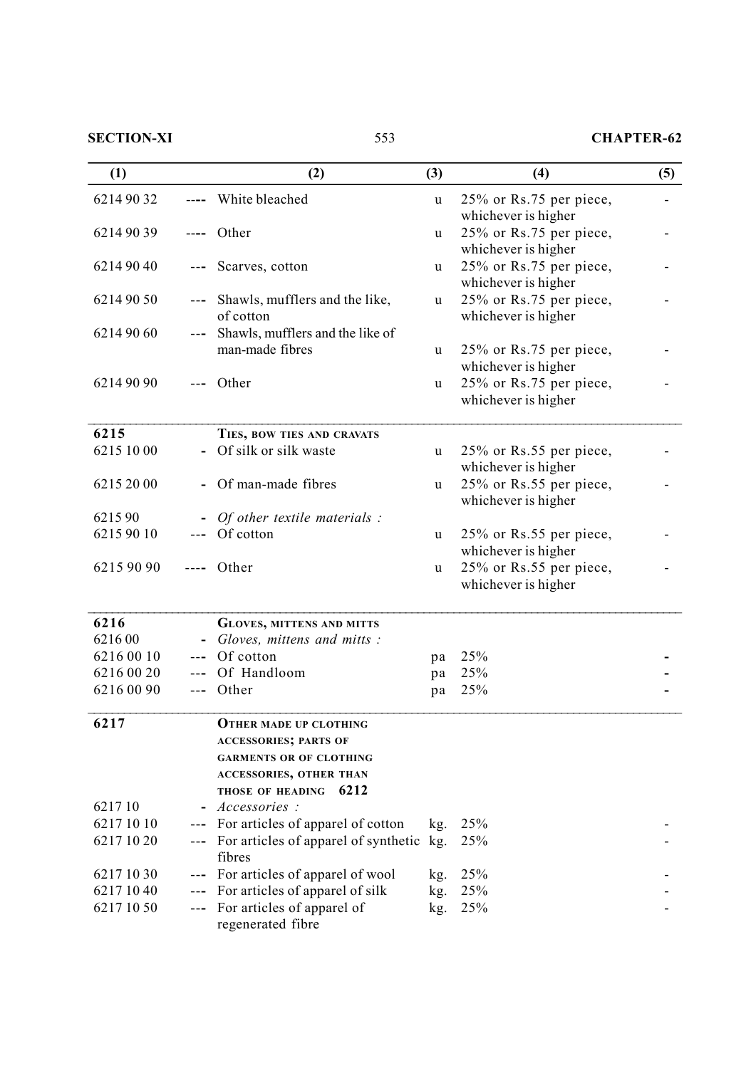| (1) | | (2) | (3) | (4) | (5) |
|---|---|---|---|---|---|
| 6214 90 32 | ---- | White bleached | u | 25% or Rs.75 per piece, whichever is higher | - |
| 6214 90 39 | ---- | Other | u | 25% or Rs.75 per piece, whichever is higher | - |
| 6214 90 40 | --- | Scarves, cotton | u | 25% or Rs.75 per piece, whichever is higher | - |
| 6214 90 50 | --- | Shawls, mufflers and the like, of cotton | u | 25% or Rs.75 per piece, whichever is higher | - |
| 6214 90 60 | --- | Shawls, mufflers and the like of man-made fibres | u | 25% or Rs.75 per piece, whichever is higher | - |
| 6214 90 90 | --- | Other | u | 25% or Rs.75 per piece, whichever is higher | - |
| **6215** | | **TIES, BOW TIES AND CRAVATS** | | | |
| 6215 10 00 | - | Of silk or silk waste | u | 25% or Rs.55 per piece, whichever is higher | - |
| 6215 20 00 | - | Of man-made fibres | u | 25% or Rs.55 per piece, whichever is higher | - |
| 6215 90 | - | *Of other textile materials :* | | | |
| 6215 90 10 | --- | Of cotton | u | 25% or Rs.55 per piece, whichever is higher | - |
| 6215 90 90 | ---- | Other | u | 25% or Rs.55 per piece, whichever is higher | - |
| **6216** | | **GLOVES, MITTENS AND MITTS** | | | |
| 6216 00 | - | *Gloves, mittens and mitts :* | | | |
| 6216 00 10 | --- | Of cotton | pa | 25% | - |
| 6216 00 20 | --- | Of Handloom | pa | 25% | - |
| 6216 00 90 | --- | Other | pa | 25% | - |
| **6217** | | **OTHER MADE UP CLOTHING ACCESSORIES; PARTS OF GARMENTS OR OF CLOTHING ACCESSORIES, OTHER THAN THOSE OF HEADING 6212** | | | |
| 6217 10 | - | *Accessories :* | | | |
| 6217 10 10 | --- | For articles of apparel of cotton | kg. | 25% | - |
| 6217 10 20 | --- | For articles of apparel of synthetic fibres | kg. | 25% | - |
| 6217 10 30 | --- | For articles of apparel of wool | kg. | 25% | - |
| 6217 10 40 | --- | For articles of apparel of silk | kg. | 25% | - |
| 6217 10 50 | --- | For articles of apparel of regenerated fibre | kg. | 25% | - |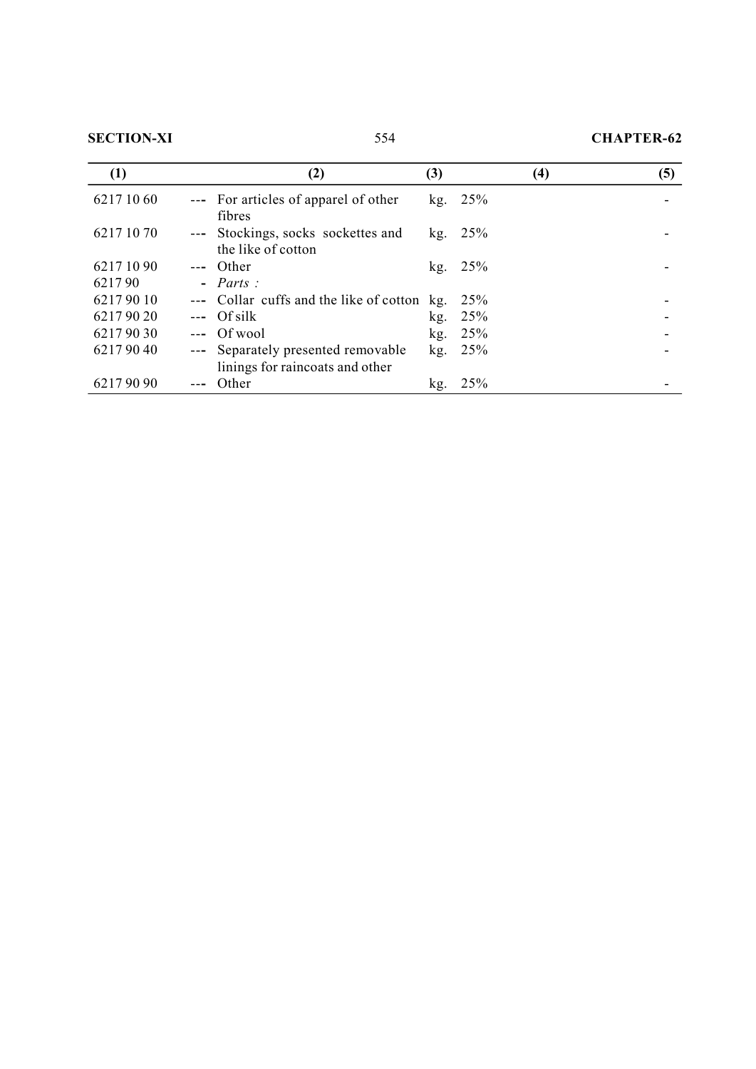| (1) | (2) | (3) | | (4) | (5) |
|---|---|---|---|---|---|
| 6217 10 60 | --- For articles of apparel of other fibres | kg. | 25% | | - |
| 6217 10 70 | --- Stockings, socks sockettes and the like of cotton | kg. | 25% | | - |
| 6217 10 90 | --- Other | kg. | 25% | | - |
| 6217 90 | - *Parts :* | | | | |
| 6217 90 10 | --- Collar cuffs and the like of cotton | kg. | 25% | | - |
| 6217 90 20 | --- Of silk | kg. | 25% | | - |
| 6217 90 30 | --- Of wool | kg. | 25% | | - |
| 6217 90 40 | --- Separately presented removable linings for raincoats and other | kg. | 25% | | - |
| 6217 90 90 | --- Other | kg. | 25% | | - |